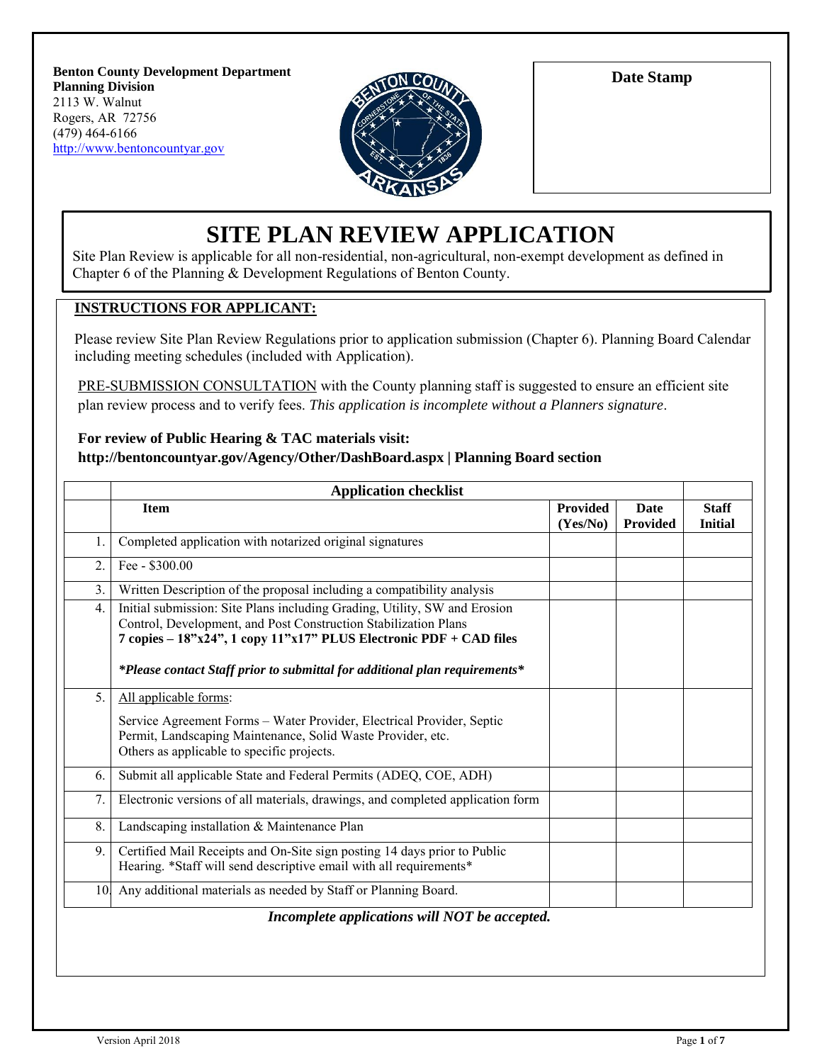**Benton County Development Department**
**Planning Division**
2113 W. Walnut
Rogers, AR 72756
(479) 464-6166
http://www.bentoncountyar.gov

**Date Stamp**

# SITE PLAN REVIEW APPLICATION

Site Plan Review is applicable for all non-residential, non-agricultural, non-exempt development as defined in Chapter 6 of the Planning & Development Regulations of Benton County.

**INSTRUCTIONS FOR APPLICANT:**

Please review Site Plan Review Regulations prior to application submission (Chapter 6). Planning Board Calendar including meeting schedules (included with Application).

PRE-SUBMISSION CONSULTATION with the County planning staff is suggested to ensure an efficient site plan review process and to verify fees. *This application is incomplete without a Planners signature*.

**For review of Public Hearing & TAC materials visit:**
**http://bentoncountyar.gov/Agency/Other/DashBoard.aspx | Planning Board section**

| | **Application checklist** | | | |
|---|---|---|---|---|
| | **Item** | **Provided (Yes/No)** | **Date Provided** | **Staff Initial** |
| 1. | Completed application with notarized original signatures | | | |
| 2. | Fee - $300.00 | | | |
| 3. | Written Description of the proposal including a compatibility analysis | | | |
| 4. | Initial submission: Site Plans including Grading, Utility, SW and Erosion Control, Development, and Post Construction Stabilization Plans **7 copies – 18"x24", 1 copy 11"x17" PLUS Electronic PDF + CAD files** ***\*Please contact Staff prior to submittal for additional plan requirements\**** | | | |
| 5. | All applicable forms: Service Agreement Forms – Water Provider, Electrical Provider, Septic Permit, Landscaping Maintenance, Solid Waste Provider, etc. Others as applicable to specific projects. | | | |
| 6. | Submit all applicable State and Federal Permits (ADEQ, COE, ADH) | | | |
| 7. | Electronic versions of all materials, drawings, and completed application form | | | |
| 8. | Landscaping installation & Maintenance Plan | | | |
| 9. | Certified Mail Receipts and On-Site sign posting 14 days prior to Public Hearing. *Staff will send descriptive email with all requirements* | | | |
| 10. | Any additional materials as needed by Staff or Planning Board. | | | |

***Incomplete applications will NOT be accepted.***

Version April 2018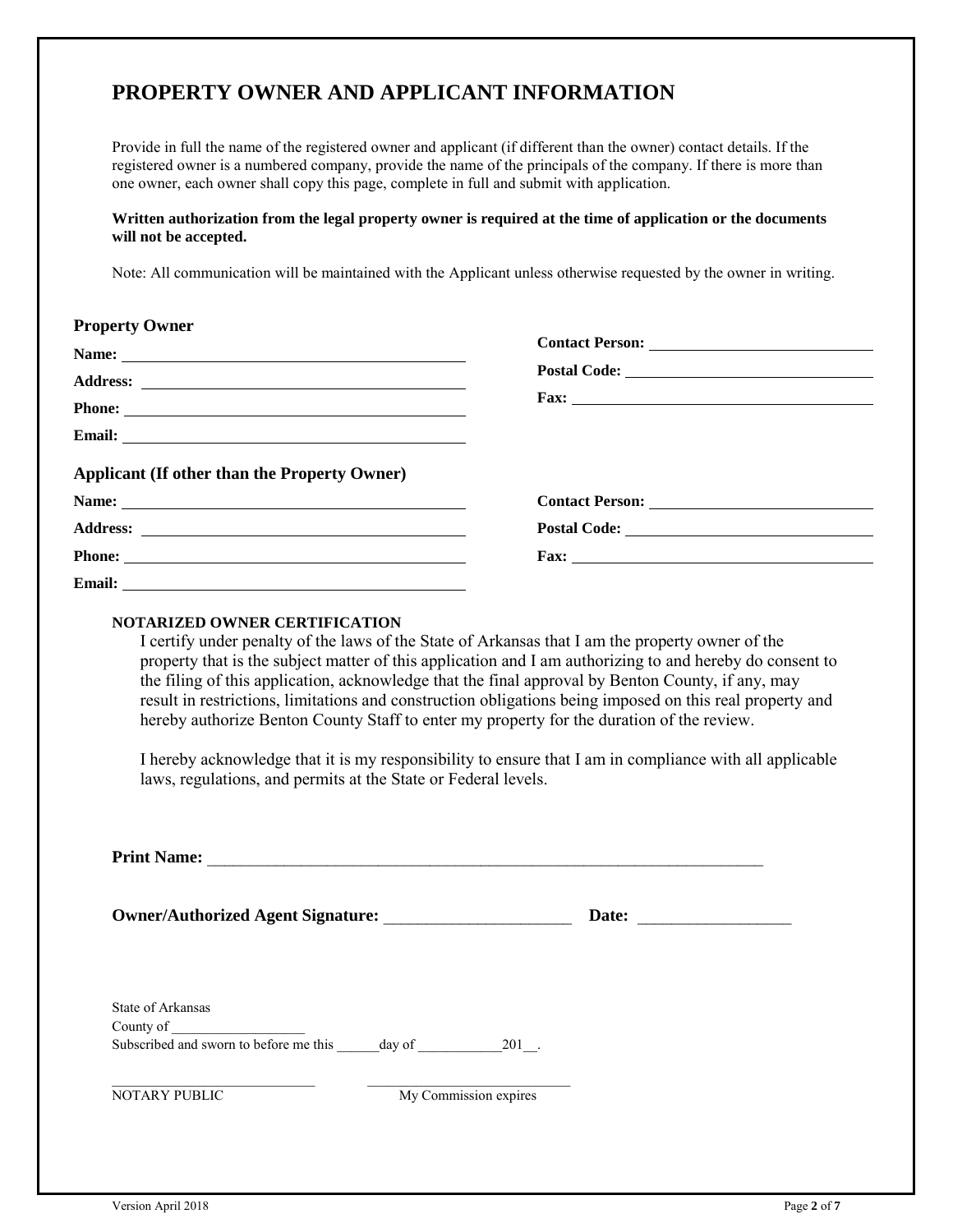# PROPERTY OWNER AND APPLICANT INFORMATION

Provide in full the name of the registered owner and applicant (if different than the owner) contact details. If the registered owner is a numbered company, provide the name of the principals of the company. If there is more than one owner, each owner shall copy this page, complete in full and submit with application.

**Written authorization from the legal property owner is required at the time of application or the documents will not be accepted.**

Note: All communication will be maintained with the Applicant unless otherwise requested by the owner in writing.

### Property Owner

**Name:** ______________________________

**Address:** ______________________________

**Phone:** ______________________________

**Email:** ______________________________

**Contact Person:** ______________________________

**Postal Code:** ______________________________

**Fax:** ______________________________

### Applicant (If other than the Property Owner)

**Name:** ______________________________

**Address:** ______________________________

**Phone:** ______________________________

**Email:** ______________________________

**Contact Person:** ______________________________

**Postal Code:** ______________________________

**Fax:** ______________________________

**NOTARIZED OWNER CERTIFICATION**

I certify under penalty of the laws of the State of Arkansas that I am the property owner of the property that is the subject matter of this application and I am authorizing to and hereby do consent to the filing of this application, acknowledge that the final approval by Benton County, if any, may result in restrictions, limitations and construction obligations being imposed on this real property and hereby authorize Benton County Staff to enter my property for the duration of the review.

I hereby acknowledge that it is my responsibility to ensure that I am in compliance with all applicable laws, regulations, and permits at the State or Federal levels.

**Print Name:** ______________________________________________________________________

**Owner/Authorized Agent Signature:** ______________________ **Date:** __________________

State of Arkansas
County of __________________
Subscribed and sworn to before me this ______day of ____________201__.

____________________________ ____________________________
NOTARY PUBLIC My Commission expires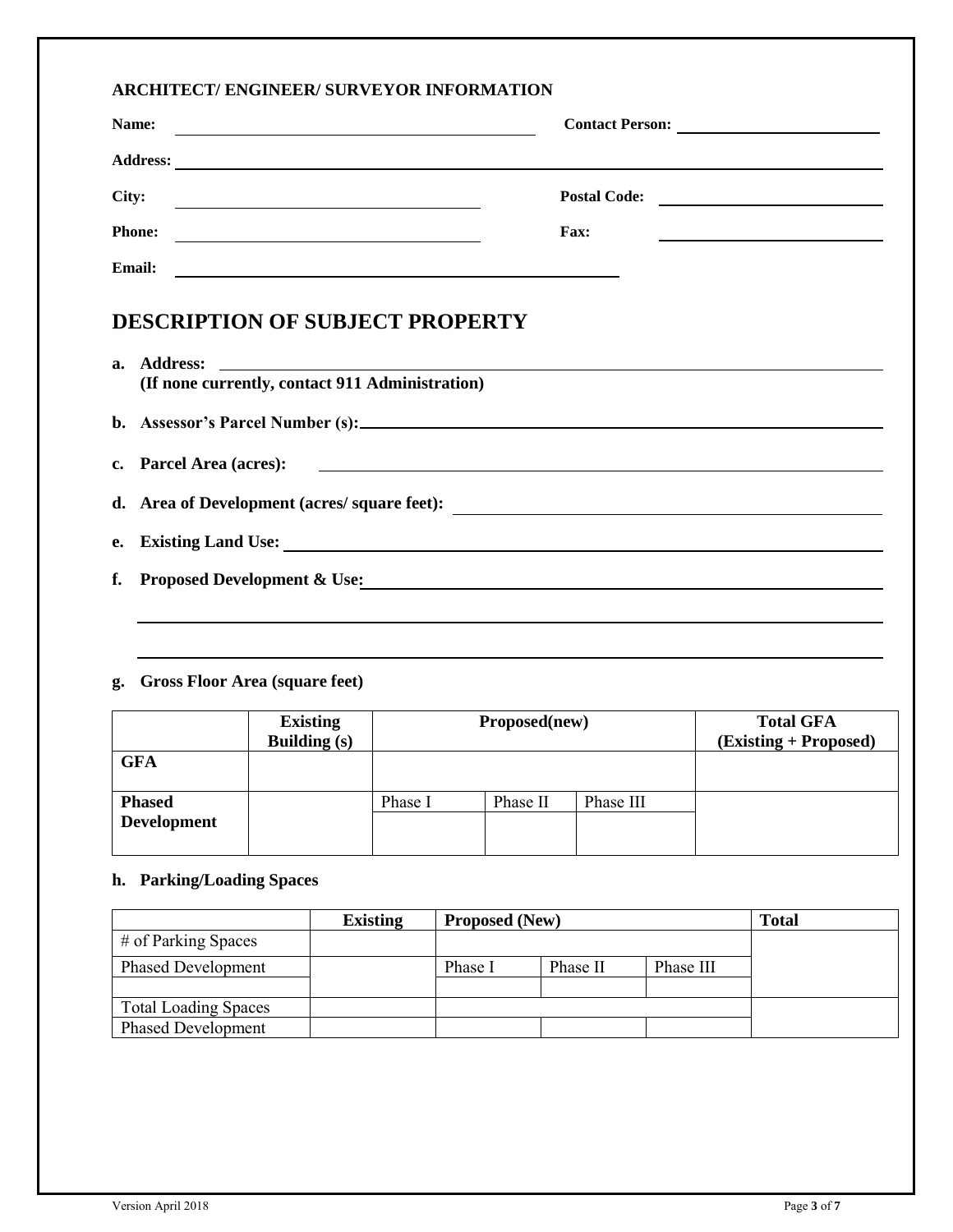**ARCHITECT/ ENGINEER/ SURVEYOR INFORMATION**

**Name:** ______________________ **Contact Person:** ______________________

**Address:** ______________________________________________

**City:** ______________________ **Postal Code:** ______________________

**Phone:** ______________________ **Fax:** ______________________

**Email:** ______________________

## DESCRIPTION OF SUBJECT PROPERTY

**a. Address:** ______________________________________________
**(If none currently, contact 911 Administration)**

**b. Assessor's Parcel Number (s):** ______________________

**c. Parcel Area (acres):** ______________________

**d. Area of Development (acres/ square feet):** ______________________

**e. Existing Land Use:** ______________________

**f. Proposed Development & Use:** ______________________

______________________________________________

______________________________________________

**g. Gross Floor Area (square feet)**

| | **Existing Building (s)** | **Proposed(new)** | | | **Total GFA (Existing + Proposed)** |
|---|---|---|---|---|---|
| **GFA** | | | | | |
| **Phased Development** | | Phase I | Phase II | Phase III | |
| | | | | | |

**h. Parking/Loading Spaces**

| | **Existing** | **Proposed (New)** | | | **Total** |
|---|---|---|---|---|---|
| # of Parking Spaces | | | | | |
| Phased Development | | Phase I | Phase II | Phase III | |
| | | | | | |
| Total Loading Spaces | | | | | |
| Phased Development | | | | | |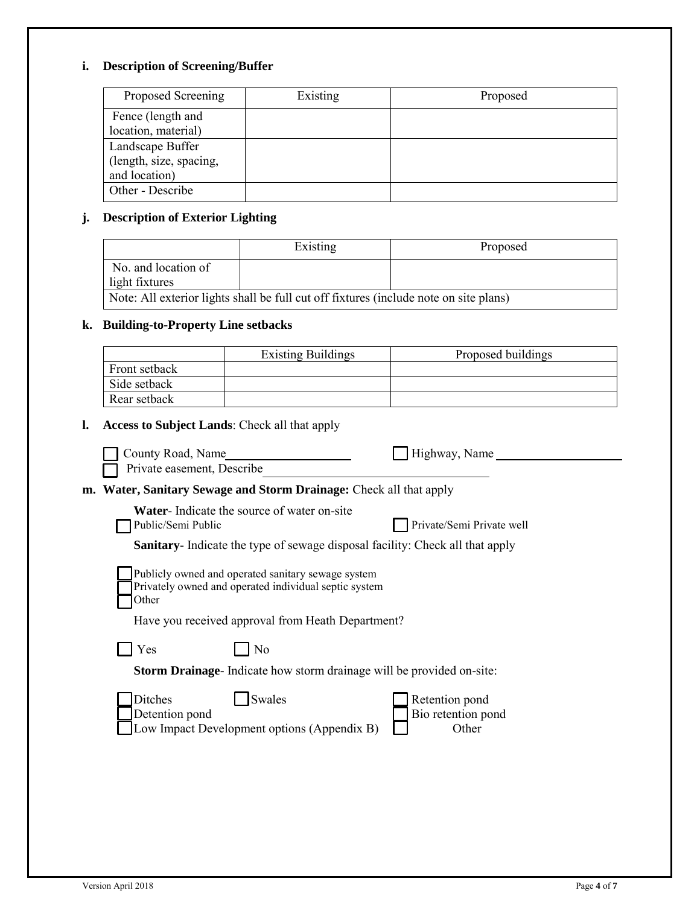**i. Description of Screening/Buffer**

| Proposed Screening | Existing | Proposed |
|---|---|---|
| Fence (length and location, material) | | |
| Landscape Buffer (length, size, spacing, and location) | | |
| Other - Describe | | |

**j. Description of Exterior Lighting**

| | Existing | Proposed |
|---|---|---|
| No. and location of light fixtures | | |
| Note: All exterior lights shall be full cut off fixtures (include note on site plans) | | |

**k. Building-to-Property Line setbacks**

| | Existing Buildings | Proposed buildings |
|---|---|---|
| Front setback | | |
| Side setback | | |
| Rear setback | | |

**l. Access to Subject Lands**: Check all that apply

☐ County Road, Name\_\_\_\_\_\_\_\_\_\_\_\_\_\_\_\_\_\_\_\_ ☐ Highway, Name \_\_\_\_\_\_\_\_\_\_\_\_\_\_\_\_\_\_\_\_

☐ Private easement, Describe\_\_\_\_\_\_\_\_\_\_\_\_\_\_\_\_\_\_\_\_\_\_\_\_\_\_\_\_\_\_\_\_\_\_\_\_\_\_\_\_

**m. Water, Sanitary Sewage and Storm Drainage:** Check all that apply

**Water**- Indicate the source of water on-site

☐ Public/Semi Public ☐ Private/Semi Private well

**Sanitary**- Indicate the type of sewage disposal facility: Check all that apply

☐ Publicly owned and operated sanitary sewage system
☐ Privately owned and operated individual septic system
☐ Other

Have you received approval from Heath Department?

☐ Yes ☐ No

**Storm Drainage**- Indicate how storm drainage will be provided on-site:

☐ Ditches ☐ Swales ☐ Retention pond
☐ Detention pond ☐ Bio retention pond
☐ Low Impact Development options (Appendix B) ☐ Other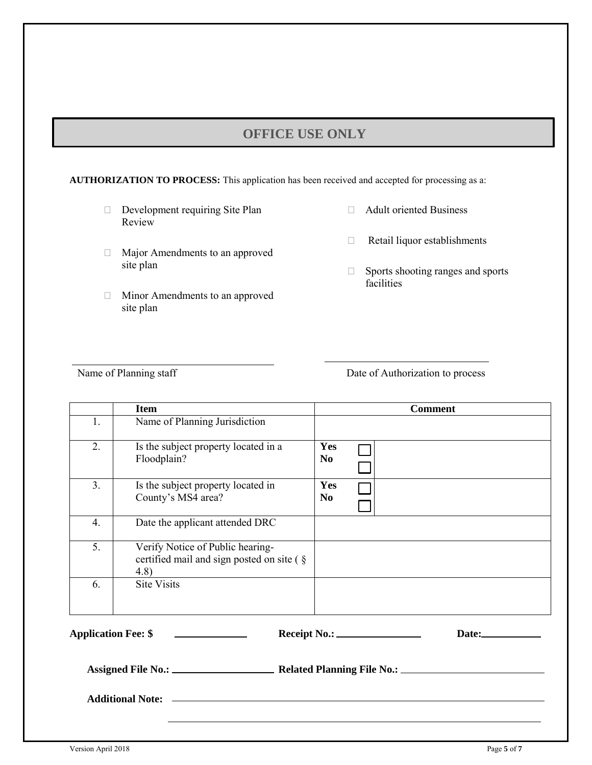## OFFICE USE ONLY

**AUTHORIZATION TO PROCESS:** This application has been received and accepted for processing as a:

- ☐ Development requiring Site Plan Review
- ☐ Major Amendments to an approved site plan
- ☐ Minor Amendments to an approved site plan
- ☐ Adult oriented Business
- ☐ Retail liquor establishments
- ☐ Sports shooting ranges and sports facilities

\_\_\_\_\_\_\_\_\_\_\_\_\_\_\_\_\_\_\_\_\_\_\_\_\_\_\_\_\_\_\_\_\_\_\_\_
Name of Planning staff

\_\_\_\_\_\_\_\_\_\_\_\_\_\_\_\_\_\_\_\_\_\_\_\_\_\_\_\_\_\_\_\_\_\_\_\_
Date of Authorization to process

| | Item | Comment | |
|---|---|---|---|
| 1. | Name of Planning Jurisdiction | | |
| 2. | Is the subject property located in a Floodplain? | **Yes** ☐ **No** ☐ | |
| 3. | Is the subject property located in County's MS4 area? | **Yes** ☐ **No** ☐ | |
| 4. | Date the applicant attended DRC | | |
| 5. | Verify Notice of Public hearing- certified mail and sign posted on site ( § 4.8) | | |
| 6. | Site Visits | | |

**Application Fee: $** \_\_\_\_\_\_\_\_\_\_\_\_ **Receipt No.:** \_\_\_\_\_\_\_\_\_\_\_\_\_\_ **Date:**\_\_\_\_\_\_\_\_\_\_

**Assigned File No.:** \_\_\_\_\_\_\_\_\_\_\_\_\_\_\_\_\_\_ **Related Planning File No.:** \_\_\_\_\_\_\_\_\_\_\_\_\_\_\_\_\_\_\_\_\_\_\_\_

**Additional Note:** \_\_\_\_\_\_\_\_\_\_\_\_\_\_\_\_\_\_\_\_\_\_\_\_\_\_\_\_\_\_\_\_\_\_\_\_\_\_\_\_\_\_\_\_\_\_\_\_\_\_\_\_\_\_\_\_\_\_\_\_\_\_

\_\_\_\_\_\_\_\_\_\_\_\_\_\_\_\_\_\_\_\_\_\_\_\_\_\_\_\_\_\_\_\_\_\_\_\_\_\_\_\_\_\_\_\_\_\_\_\_\_\_\_\_\_\_\_\_\_\_\_\_\_\_\_\_\_\_\_\_\_\_\_\_\_\_\_\_\_

Version April 2018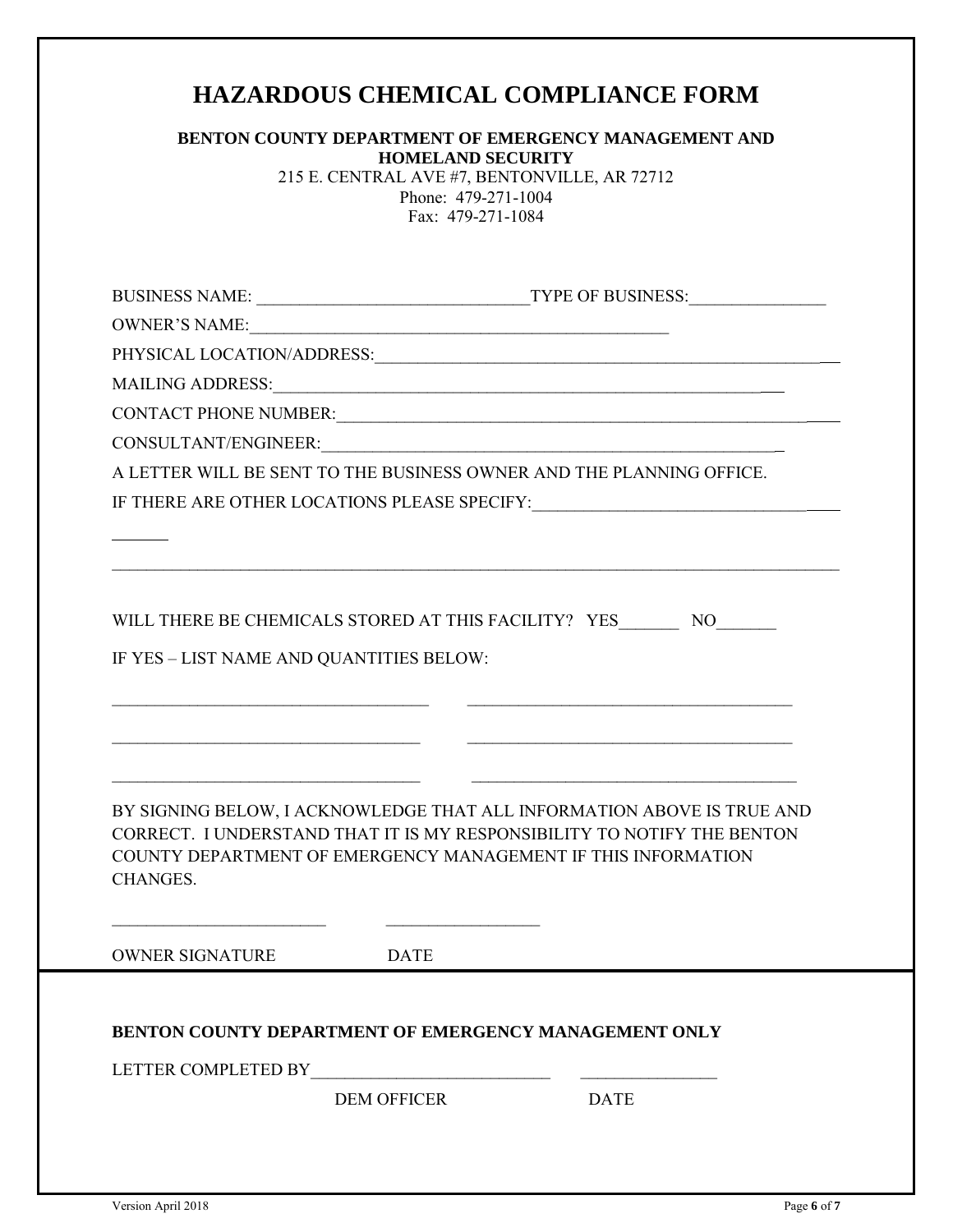# HAZARDOUS CHEMICAL COMPLIANCE FORM

**BENTON COUNTY DEPARTMENT OF EMERGENCY MANAGEMENT AND HOMELAND SECURITY**

215 E. CENTRAL AVE #7, BENTONVILLE, AR 72712

Phone: 479-271-1004

Fax: 479-271-1084

BUSINESS NAME: ______________________________ TYPE OF BUSINESS: _______________

OWNER'S NAME: ______________________________________________

PHYSICAL LOCATION/ADDRESS: ______________________________________________

MAILING ADDRESS: ______________________________________________

CONTACT PHONE NUMBER: ______________________________________________

CONSULTANT/ENGINEER: ______________________________________________

A LETTER WILL BE SENT TO THE BUSINESS OWNER AND THE PLANNING OFFICE.

IF THERE ARE OTHER LOCATIONS PLEASE SPECIFY: ______________________________

______

__________________________________________________________________________________

WILL THERE BE CHEMICALS STORED AT THIS FACILITY? YES_______ NO_______

IF YES – LIST NAME AND QUANTITIES BELOW:

____________________________________ ____________________________________

____________________________________ ____________________________________

____________________________________ ____________________________________

BY SIGNING BELOW, I ACKNOWLEDGE THAT ALL INFORMATION ABOVE IS TRUE AND CORRECT. I UNDERSTAND THAT IT IS MY RESPONSIBILITY TO NOTIFY THE BENTON COUNTY DEPARTMENT OF EMERGENCY MANAGEMENT IF THIS INFORMATION CHANGES.

________________________ _________________

OWNER SIGNATURE DATE

---

**BENTON COUNTY DEPARTMENT OF EMERGENCY MANAGEMENT ONLY**

LETTER COMPLETED BY___________________________ _______________

DEM OFFICER DATE

Version April 2018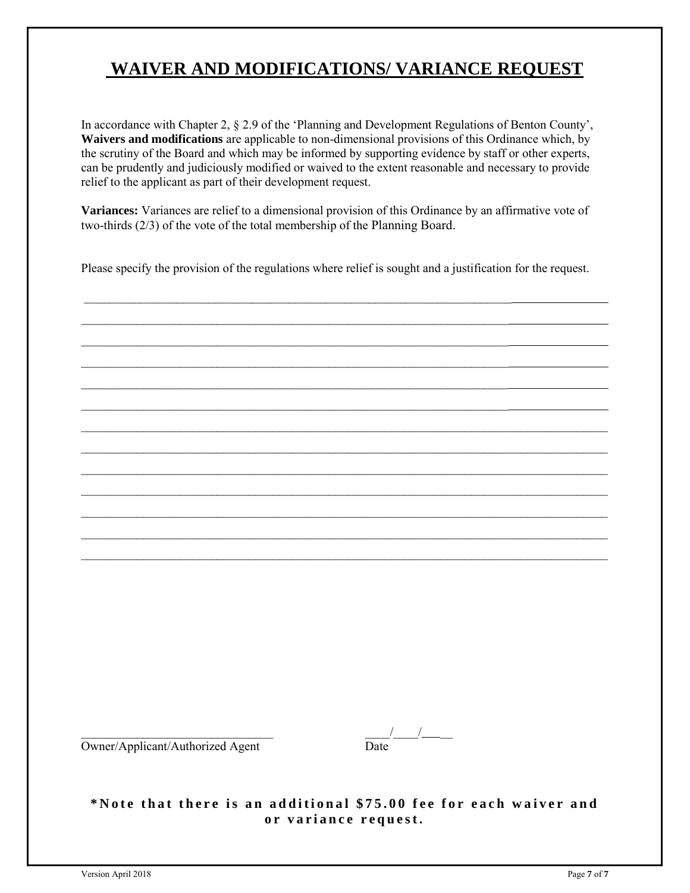# WAIVER AND MODIFICATIONS/ VARIANCE REQUEST

In accordance with Chapter 2, § 2.9 of the 'Planning and Development Regulations of Benton County', **Waivers and modifications** are applicable to non-dimensional provisions of this Ordinance which, by the scrutiny of the Board and which may be informed by supporting evidence by staff or other experts, can be prudently and judiciously modified or waived to the extent reasonable and necessary to provide relief to the applicant as part of their development request.

**Variances:** Variances are relief to a dimensional provision of this Ordinance by an affirmative vote of two-thirds (2/3) of the vote of the total membership of the Planning Board.

Please specify the provision of the regulations where relief is sought and a justification for the request.

_______________________________________________________________________________

_______________________________________________________________________________

_______________________________________________________________________________

_______________________________________________________________________________

_______________________________________________________________________________

_______________________________________________________________________________

_______________________________________________________________________________

_______________________________________________________________________________

_______________________________________________________________________________

_______________________________________________________________________________

_______________________________________________________________________________

_______________________________________________________________________________

_______________________________________________________________________________

______________________________ ____/____/_____

Owner/Applicant/Authorized Agent Date

**\*Note that there is an additional $75.00 fee for each waiver and or variance request.**

Version April 2018